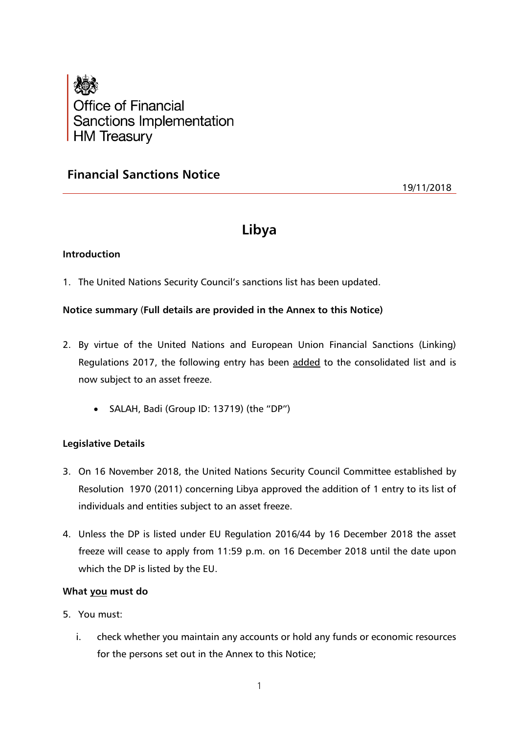Office of Financial Sanctions Implementation
HM Treasury

## Financial Sanctions Notice

19/11/2018

# Libya

### Introduction

1. The United Nations Security Council's sanctions list has been updated.

### Notice summary (Full details are provided in the Annex to this Notice)

2. By virtue of the United Nations and European Union Financial Sanctions (Linking) Regulations 2017, the following entry has been added to the consolidated list and is now subject to an asset freeze.

   - SALAH, Badi (Group ID: 13719) (the "DP")

### Legislative Details

3. On 16 November 2018, the United Nations Security Council Committee established by Resolution 1970 (2011) concerning Libya approved the addition of 1 entry to its list of individuals and entities subject to an asset freeze.

4. Unless the DP is listed under EU Regulation 2016/44 by 16 December 2018 the asset freeze will cease to apply from 11:59 p.m. on 16 December 2018 until the date upon which the DP is listed by the EU.

### What you must do

5. You must:

   i. check whether you maintain any accounts or hold any funds or economic resources for the persons set out in the Annex to this Notice;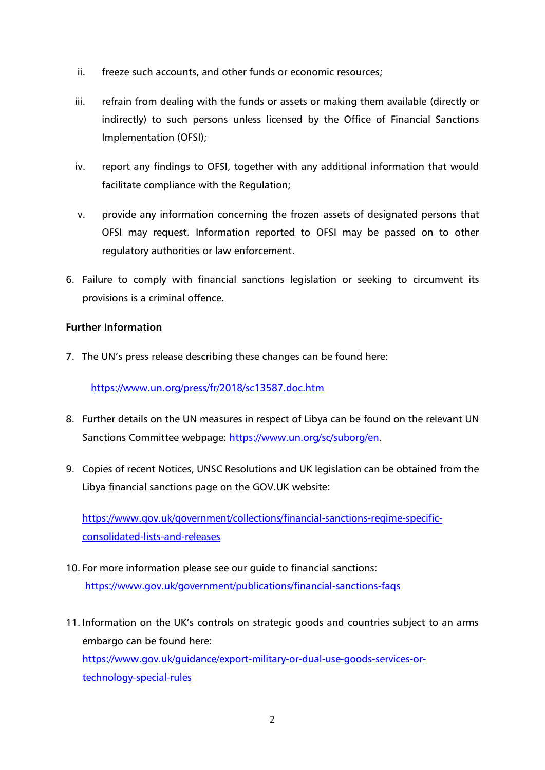ii. freeze such accounts, and other funds or economic resources;

iii. refrain from dealing with the funds or assets or making them available (directly or indirectly) to such persons unless licensed by the Office of Financial Sanctions Implementation (OFSI);

iv. report any findings to OFSI, together with any additional information that would facilitate compliance with the Regulation;

v. provide any information concerning the frozen assets of designated persons that OFSI may request. Information reported to OFSI may be passed on to other regulatory authorities or law enforcement.

6. Failure to comply with financial sanctions legislation or seeking to circumvent its provisions is a criminal offence.

**Further Information**

7. The UN's press release describing these changes can be found here:

   https://www.un.org/press/fr/2018/sc13587.doc.htm

8. Further details on the UN measures in respect of Libya can be found on the relevant UN Sanctions Committee webpage: https://www.un.org/sc/suborg/en.

9. Copies of recent Notices, UNSC Resolutions and UK legislation can be obtained from the Libya financial sanctions page on the GOV.UK website:

   https://www.gov.uk/government/collections/financial-sanctions-regime-specific-consolidated-lists-and-releases

10. For more information please see our guide to financial sanctions: https://www.gov.uk/government/publications/financial-sanctions-faqs

11. Information on the UK's controls on strategic goods and countries subject to an arms embargo can be found here: https://www.gov.uk/guidance/export-military-or-dual-use-goods-services-or-technology-special-rules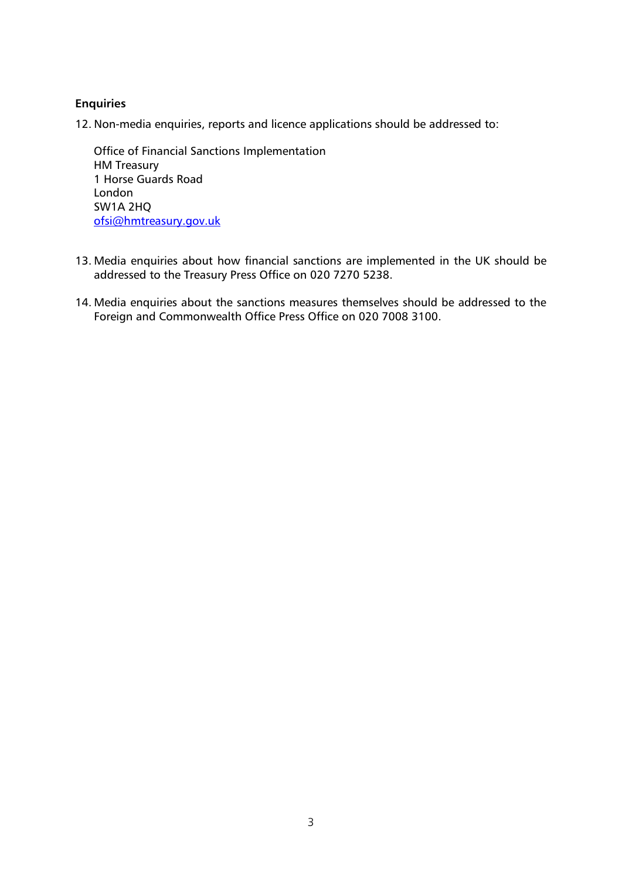**Enquiries**

12. Non-media enquiries, reports and licence applications should be addressed to:

    Office of Financial Sanctions Implementation
    HM Treasury
    1 Horse Guards Road
    London
    SW1A 2HQ
    ofsi@hmtreasury.gov.uk

13. Media enquiries about how financial sanctions are implemented in the UK should be addressed to the Treasury Press Office on 020 7270 5238.

14. Media enquiries about the sanctions measures themselves should be addressed to the Foreign and Commonwealth Office Press Office on 020 7008 3100.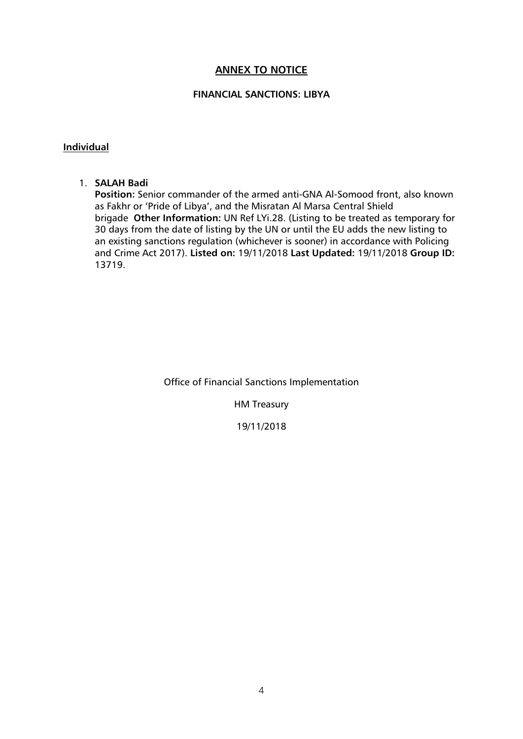## ANNEX TO NOTICE

### FINANCIAL SANCTIONS: LIBYA

**Individual**

1. **SALAH Badi**
   **Position:** Senior commander of the armed anti-GNA Al-Somood front, also known as Fakhr or 'Pride of Libya', and the Misratan Al Marsa Central Shield brigade **Other Information:** UN Ref LYi.28. (Listing to be treated as temporary for 30 days from the date of listing by the UN or until the EU adds the new listing to an existing sanctions regulation (whichever is sooner) in accordance with Policing and Crime Act 2017). **Listed on:** 19/11/2018 **Last Updated:** 19/11/2018 **Group ID:** 13719.

Office of Financial Sanctions Implementation

HM Treasury

19/11/2018